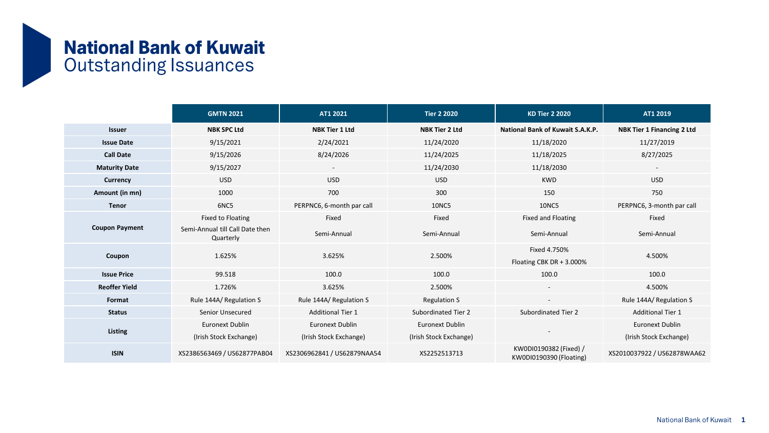# National Bank of Kuwait
## Outstanding Issuances

| | GMTN 2021 | AT1 2021 | Tier 2 2020 | KD Tier 2 2020 | AT1 2019 |
|---|---|---|---|---|---|
| **Issuer** | **NBK SPC Ltd** | **NBK Tier 1 Ltd** | **NBK Tier 2 Ltd** | **National Bank of Kuwait S.A.K.P.** | **NBK Tier 1 Financing 2 Ltd** |
| **Issue Date** | 9/15/2021 | 2/24/2021 | 11/24/2020 | 11/18/2020 | 11/27/2019 |
| **Call Date** | 9/15/2026 | 8/24/2026 | 11/24/2025 | 11/18/2025 | 8/27/2025 |
| **Maturity Date** | 9/15/2027 | - | 11/24/2030 | 11/18/2030 | - |
| **Currency** | USD | USD | USD | KWD | USD |
| **Amount (in mn)** | 1000 | 700 | 300 | 150 | 750 |
| **Tenor** | 6NC5 | PERPNC6, 6-month par call | 10NC5 | 10NC5 | PERPNC6, 3-month par call |
| **Coupon Payment** | Fixed to Floating<br>Semi-Annual till Call Date then Quarterly | Fixed<br>Semi-Annual | Fixed<br>Semi-Annual | Fixed and Floating<br>Semi-Annual | Fixed<br>Semi-Annual |
| **Coupon** | 1.625% | 3.625% | 2.500% | Fixed 4.750%<br>Floating CBK DR + 3.000% | 4.500% |
| **Issue Price** | 99.518 | 100.0 | 100.0 | 100.0 | 100.0 |
| **Reoffer Yield** | 1.726% | 3.625% | 2.500% | - | 4.500% |
| **Format** | Rule 144A/ Regulation S | Rule 144A/ Regulation S | Regulation S | - | Rule 144A/ Regulation S |
| **Status** | Senior Unsecured | Additional Tier 1 | Subordinated Tier 2 | Subordinated Tier 2 | Additional Tier 1 |
| **Listing** | Euronext Dublin<br>(Irish Stock Exchange) | Euronext Dublin<br>(Irish Stock Exchange) | Euronext Dublin<br>(Irish Stock Exchange) | - | Euronext Dublin<br>(Irish Stock Exchange) |
| **ISIN** | XS2386563469 / US62877PAB04 | XS2306962841 / US62879NAA54 | XS2252513713 | KW0DI0190382 (Fixed) / KW0DI0190390 (Floating) | XS2010037922 / US62878WAA62 |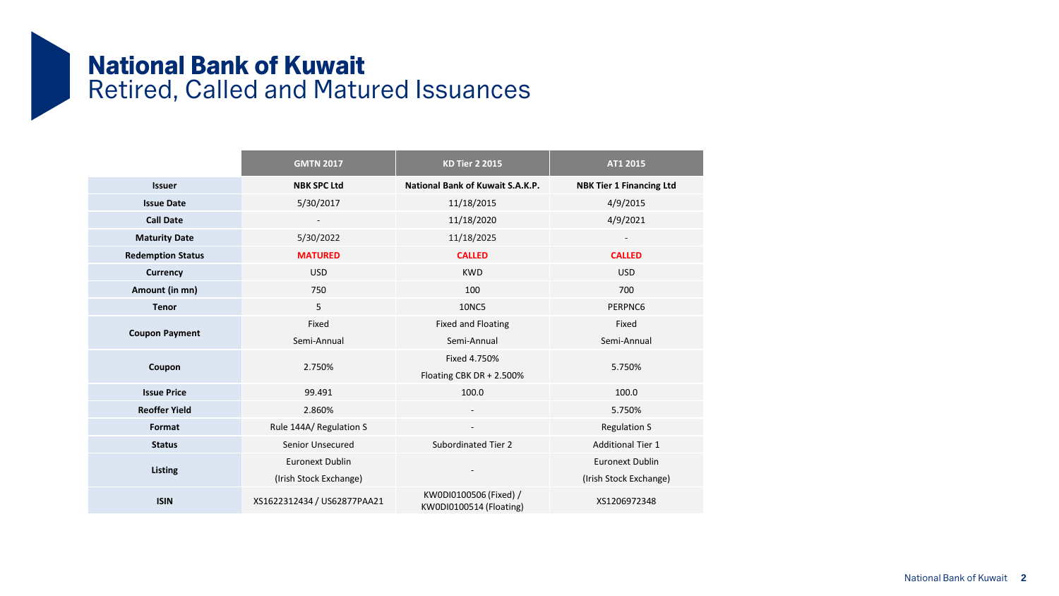# National Bank of Kuwait

## Retired, Called and Matured Issuances

| | GMTN 2017 | KD Tier 2 2015 | AT1 2015 |
|---|---|---|---|
| **Issuer** | **NBK SPC Ltd** | **National Bank of Kuwait S.A.K.P.** | **NBK Tier 1 Financing Ltd** |
| **Issue Date** | 5/30/2017 | 11/18/2015 | 4/9/2015 |
| **Call Date** | - | 11/18/2020 | 4/9/2021 |
| **Maturity Date** | 5/30/2022 | 11/18/2025 | - |
| **Redemption Status** | **MATURED** | **CALLED** | **CALLED** |
| **Currency** | USD | KWD | USD |
| **Amount (in mn)** | 750 | 100 | 700 |
| **Tenor** | 5 | 10NC5 | PERPNC6 |
| **Coupon Payment** | Fixed<br>Semi-Annual | Fixed and Floating<br>Semi-Annual | Fixed<br>Semi-Annual |
| **Coupon** | 2.750% | Fixed 4.750%<br>Floating CBK DR + 2.500% | 5.750% |
| **Issue Price** | 99.491 | 100.0 | 100.0 |
| **Reoffer Yield** | 2.860% | - | 5.750% |
| **Format** | Rule 144A/ Regulation S | - | Regulation S |
| **Status** | Senior Unsecured | Subordinated Tier 2 | Additional Tier 1 |
| **Listing** | Euronext Dublin<br>(Irish Stock Exchange) | - | Euronext Dublin<br>(Irish Stock Exchange) |
| **ISIN** | XS1622312434 / US62877PAA21 | KW0DI0100506 (Fixed) / KW0DI0100514 (Floating) | XS1206972348 |